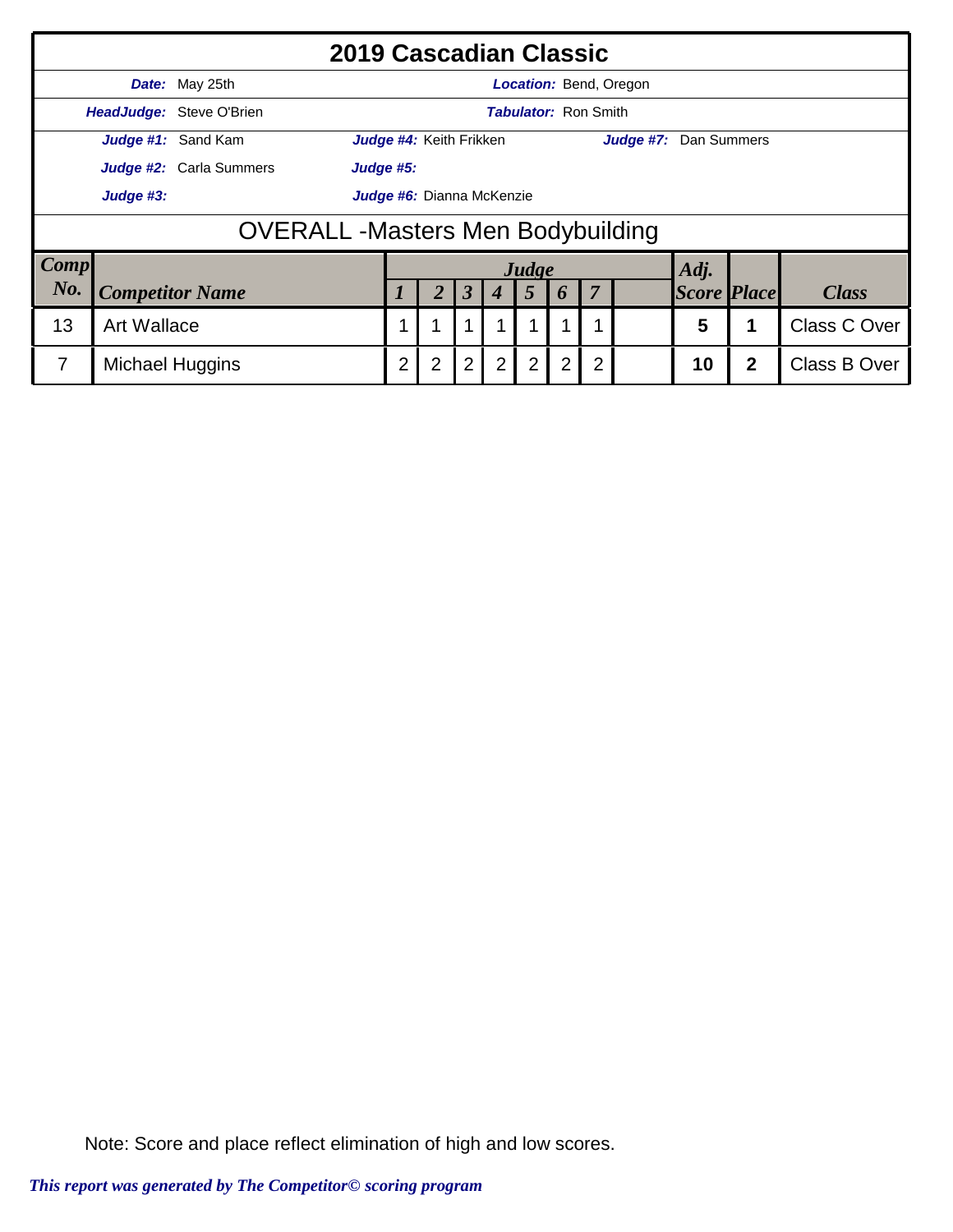# 2019 Cascadian Classic

**Date:** May 25th

**Location:** Bend, Oregon

**HeadJudge:** Steve O'Brien

**Tabulator:** Ron Smith

**Judge #1:** Sand Kam

**Judge #2:** Carla Summers

**Judge #3:**

**Judge #4:** Keith Frikken

**Judge #5:**

**Judge #6:** Dianna McKenzie

**Judge #7:** Dan Summers

## OVERALL -Masters Men Bodybuilding

| Comp No. | Competitor Name | Judge 1 | 2 | 3 | 4 | 5 | 6 | 7 | | Adj. Score | Place | Class |
|---|---|---|---|---|---|---|---|---|---|---|---|---|
| 13 | Art Wallace | 1 | 1 | 1 | 1 | 1 | 1 | 1 | | **5** | **1** | Class C Over |
| 7 | Michael Huggins | 2 | 2 | 2 | 2 | 2 | 2 | 2 | | **10** | **2** | Class B Over |

Note: Score and place reflect elimination of high and low scores.

*This report was generated by The Competitor© scoring program*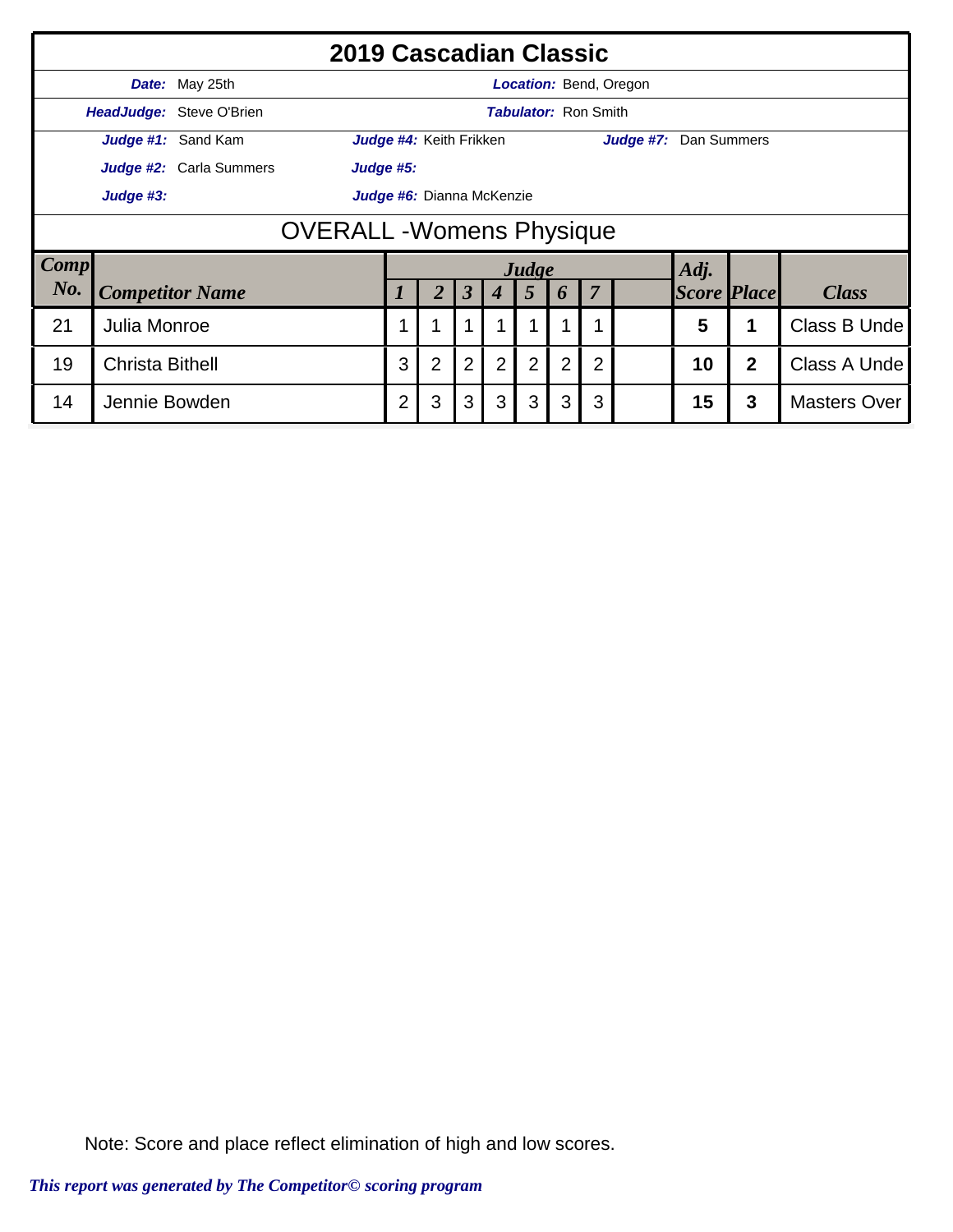# 2019 Cascadian Classic

**Date:** May 25th | **Location:** Bend, Oregon

**HeadJudge:** Steve O'Brien | **Tabulator:** Ron Smith

**Judge #1:** Sand Kam | **Judge #4:** Keith Frikken | **Judge #7:** Dan Summers

**Judge #2:** Carla Summers | **Judge #5:**

**Judge #3:** | **Judge #6:** Dianna McKenzie

## OVERALL -Womens Physique

| Comp No. | Competitor Name | Judge 1 | 2 | 3 | 4 | 5 | 6 | 7 | | Adj. Score | Place | Class |
|---|---|---|---|---|---|---|---|---|---|---|---|---|
| 21 | Julia Monroe | 1 | 1 | 1 | 1 | 1 | 1 | 1 | | **5** | **1** | Class B Unde |
| 19 | Christa Bithell | 3 | 2 | 2 | 2 | 2 | 2 | 2 | | **10** | **2** | Class A Unde |
| 14 | Jennie Bowden | 2 | 3 | 3 | 3 | 3 | 3 | 3 | | **15** | **3** | Masters Over |

Note: Score and place reflect elimination of high and low scores.

*This report was generated by The Competitor© scoring program*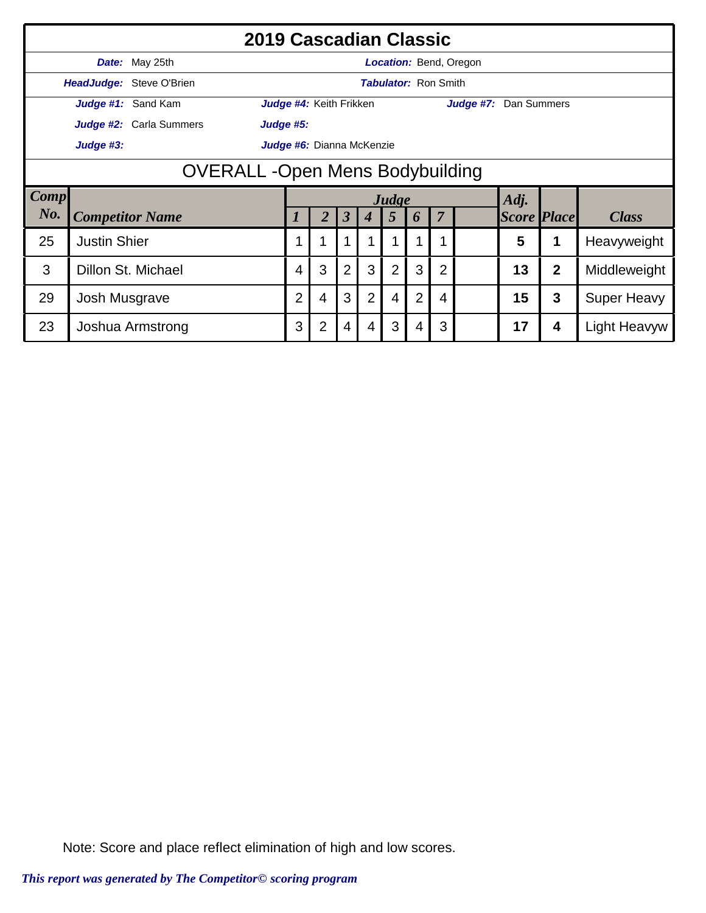# 2019 Cascadian Classic

| | | | |
|---|---|---|---|
| ***Date:*** May 25th | | ***Location:*** Bend, Oregon | |
| ***HeadJudge:*** Steve O'Brien | | ***Tabulator:*** Ron Smith | |
| ***Judge #1:*** Sand Kam | ***Judge #4:*** Keith Frikken | ***Judge #7:*** Dan Summers | |
| ***Judge #2:*** Carla Summers | ***Judge #5:*** | | |
| ***Judge #3:*** | ***Judge #6:*** Dianna McKenzie | | |

## OVERALL -Open Mens Bodybuilding

| Comp No. | Competitor Name | Judge 1 | 2 | 3 | 4 | 5 | 6 | 7 | | Adj. Score | Place | Class |
|---|---|---|---|---|---|---|---|---|---|---|---|---|
| 25 | Justin Shier | 1 | 1 | 1 | 1 | 1 | 1 | 1 | | **5** | **1** | Heavyweight |
| 3 | Dillon St. Michael | 4 | 3 | 2 | 3 | 2 | 3 | 2 | | **13** | **2** | Middleweight |
| 29 | Josh Musgrave | 2 | 4 | 3 | 2 | 4 | 2 | 4 | | **15** | **3** | Super Heavy |
| 23 | Joshua Armstrong | 3 | 2 | 4 | 4 | 3 | 4 | 3 | | **17** | **4** | Light Heavyw |

Note: Score and place reflect elimination of high and low scores.

*This report was generated by The Competitor© scoring program*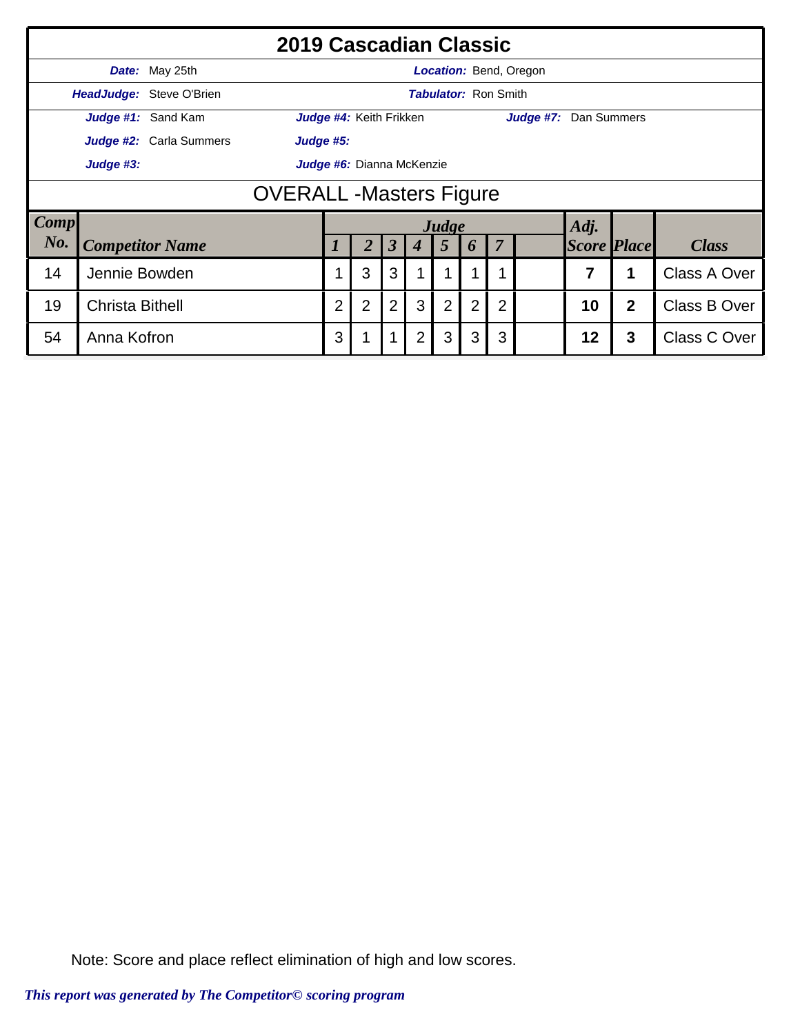# 2019 Cascadian Classic

**Date:** May 25th **Location:** Bend, Oregon

**HeadJudge:** Steve O'Brien **Tabulator:** Ron Smith

**Judge #1:** Sand Kam **Judge #4:** Keith Frikken **Judge #7:** Dan Summers

**Judge #2:** Carla Summers **Judge #5:**

**Judge #3:** **Judge #6:** Dianna McKenzie

## OVERALL -Masters Figure

| Comp No. | Competitor Name | Judge 1 | 2 | 3 | 4 | 5 | 6 | 7 | | Adj. Score | Place | Class |
|---|---|---|---|---|---|---|---|---|---|---|---|---|
| 14 | Jennie Bowden | 1 | 3 | 3 | 1 | 1 | 1 | 1 | | 7 | 1 | Class A Over |
| 19 | Christa Bithell | 2 | 2 | 2 | 3 | 2 | 2 | 2 | | 10 | 2 | Class B Over |
| 54 | Anna Kofron | 3 | 1 | 1 | 2 | 3 | 3 | 3 | | 12 | 3 | Class C Over |

Note: Score and place reflect elimination of high and low scores.

*This report was generated by The Competitor© scoring program*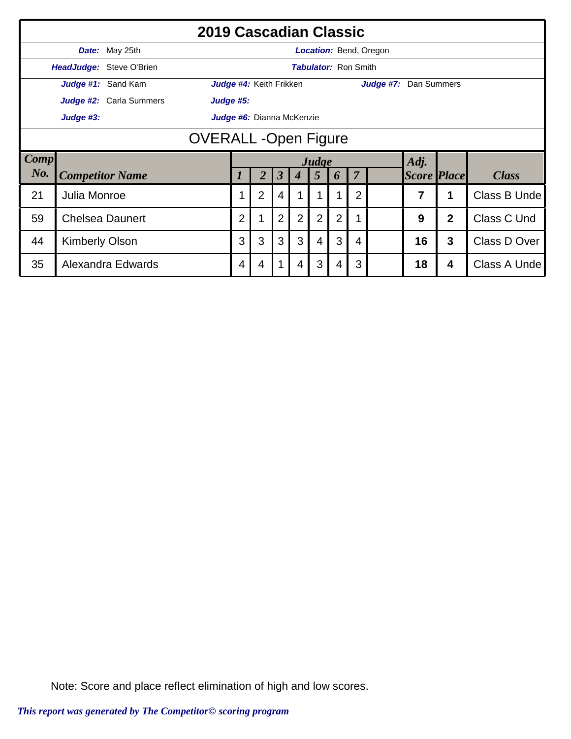# 2019 Cascadian Classic

| | | | |
|---|---|---|---|
| ***Date:*** May 25th | | ***Location:*** Bend, Oregon | |
| ***HeadJudge:*** Steve O'Brien | | ***Tabulator:*** Ron Smith | |
| ***Judge #1:*** Sand Kam | ***Judge #4:*** Keith Frikken | ***Judge #7:*** Dan Summers | |
| ***Judge #2:*** Carla Summers | ***Judge #5:*** | | |
| ***Judge #3:*** | ***Judge #6:*** Dianna McKenzie | | |

## OVERALL -Open Figure

| *Comp No.* | *Competitor Name* | *Judge 1* | *2* | *3* | *4* | *5* | *6* | *7* | | *Adj. Score* | *Place* | *Class* |
|---|---|---|---|---|---|---|---|---|---|---|---|---|
| 21 | Julia Monroe | 1 | 2 | 4 | 1 | 1 | 1 | 2 | | **7** | **1** | Class B Unde |
| 59 | Chelsea Daunert | 2 | 1 | 2 | 2 | 2 | 2 | 1 | | **9** | **2** | Class C Und |
| 44 | Kimberly Olson | 3 | 3 | 3 | 3 | 4 | 3 | 4 | | **16** | **3** | Class D Over |
| 35 | Alexandra Edwards | 4 | 4 | 1 | 4 | 3 | 4 | 3 | | **18** | **4** | Class A Unde |

Note: Score and place reflect elimination of high and low scores.

*This report was generated by The Competitor© scoring program*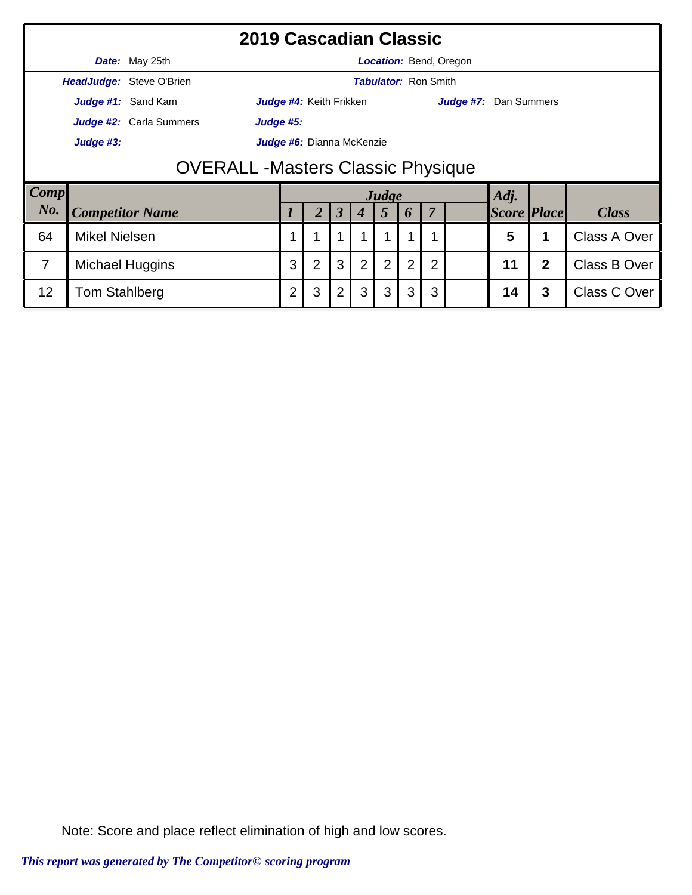# 2019 Cascadian Classic

| | | | |
|---|---|---|---|
| ***Date:*** May 25th | | ***Location:*** Bend, Oregon | |
| ***HeadJudge:*** Steve O'Brien | | ***Tabulator:*** Ron Smith | |
| ***Judge #1:*** Sand Kam | ***Judge #4:*** Keith Frikken | ***Judge #7:*** Dan Summers | |
| ***Judge #2:*** Carla Summers | ***Judge #5:*** | | |
| ***Judge #3:*** | ***Judge #6:*** Dianna McKenzie | | |

## OVERALL -Masters Classic Physique

| Comp No. | Competitor Name | Judge 1 | 2 | 3 | 4 | 5 | 6 | 7 | | Adj. Score | Place | Class |
|---|---|---|---|---|---|---|---|---|---|---|---|---|
| 64 | Mikel Nielsen | 1 | 1 | 1 | 1 | 1 | 1 | 1 | | **5** | **1** | Class A Over |
| 7 | Michael Huggins | 3 | 2 | 3 | 2 | 2 | 2 | 2 | | **11** | **2** | Class B Over |
| 12 | Tom Stahlberg | 2 | 3 | 2 | 3 | 3 | 3 | 3 | | **14** | **3** | Class C Over |

Note: Score and place reflect elimination of high and low scores.

*This report was generated by The Competitor© scoring program*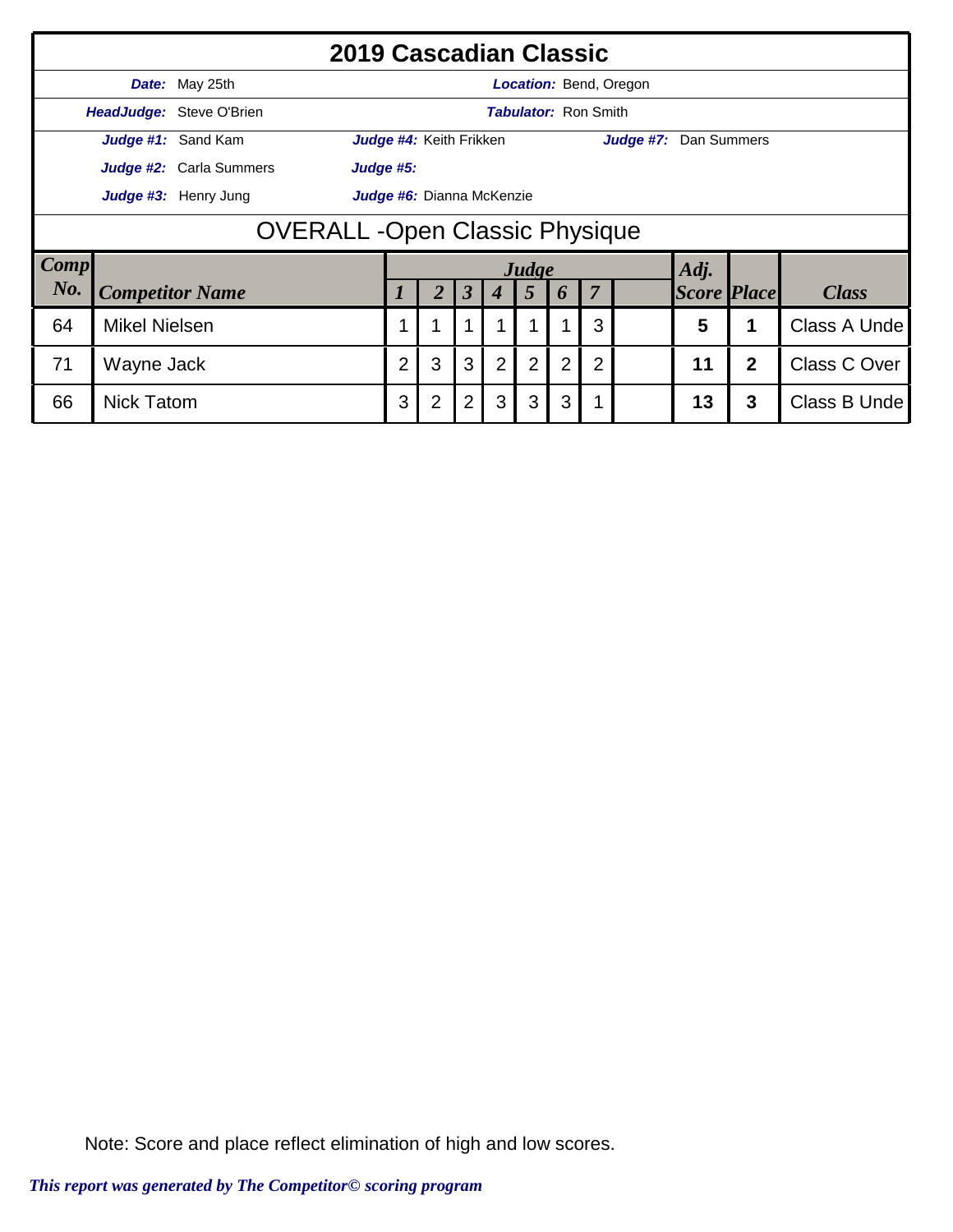# 2019 Cascadian Classic

**Date:** May 25th **Location:** Bend, Oregon

**HeadJudge:** Steve O'Brien **Tabulator:** Ron Smith

**Judge #1:** Sand Kam **Judge #4:** Keith Frikken **Judge #7:** Dan Summers

**Judge #2:** Carla Summers **Judge #5:**

**Judge #3:** Henry Jung **Judge #6:** Dianna McKenzie

## OVERALL -Open Classic Physique

| Comp No. | Competitor Name | Judge 1 | 2 | 3 | 4 | 5 | 6 | 7 | | Adj. Score | Place | Class |
|---|---|---|---|---|---|---|---|---|---|---|---|---|
| 64 | Mikel Nielsen | 1 | 1 | 1 | 1 | 1 | 1 | 3 | | 5 | 1 | Class A Unde |
| 71 | Wayne Jack | 2 | 3 | 3 | 2 | 2 | 2 | 2 | | 11 | 2 | Class C Over |
| 66 | Nick Tatom | 3 | 2 | 2 | 3 | 3 | 3 | 1 | | 13 | 3 | Class B Unde |

Note: Score and place reflect elimination of high and low scores.

*This report was generated by The Competitor© scoring program*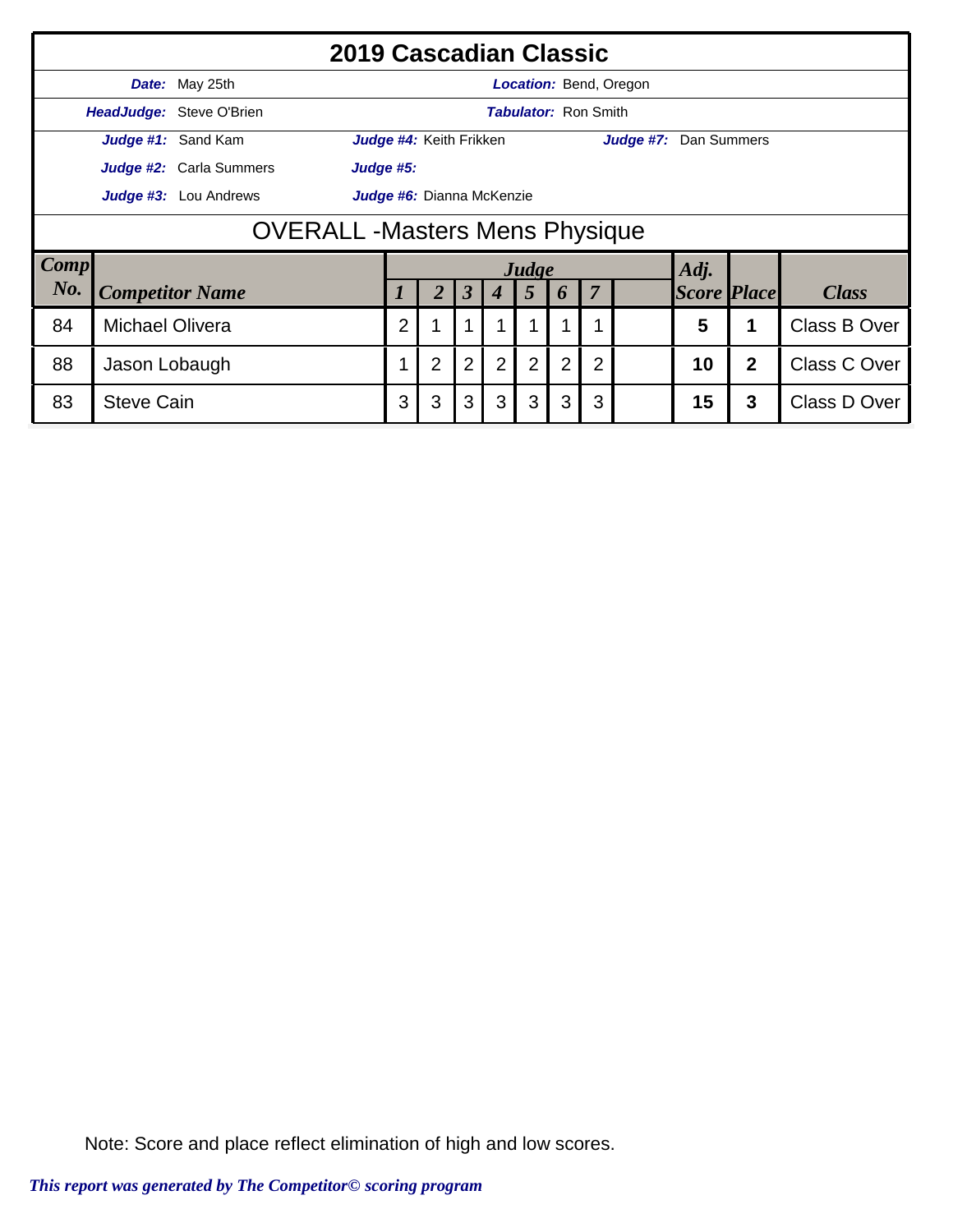# 2019 Cascadian Classic

**Date:** May 25th **Location:** Bend, Oregon

**HeadJudge:** Steve O'Brien **Tabulator:** Ron Smith

**Judge #1:** Sand Kam **Judge #4:** Keith Frikken **Judge #7:** Dan Summers

**Judge #2:** Carla Summers **Judge #5:**

**Judge #3:** Lou Andrews **Judge #6:** Dianna McKenzie

## OVERALL -Masters Mens Physique

| Comp No. | Competitor Name | Judge 1 | 2 | 3 | 4 | 5 | 6 | 7 | | Adj. Score | Place | Class |
|---|---|---|---|---|---|---|---|---|---|---|---|---|
| 84 | Michael Olivera | 2 | 1 | 1 | 1 | 1 | 1 | 1 | | 5 | 1 | Class B Over |
| 88 | Jason Lobaugh | 1 | 2 | 2 | 2 | 2 | 2 | 2 | | 10 | 2 | Class C Over |
| 83 | Steve Cain | 3 | 3 | 3 | 3 | 3 | 3 | 3 | | 15 | 3 | Class D Over |

Note: Score and place reflect elimination of high and low scores.

*This report was generated by The Competitor© scoring program*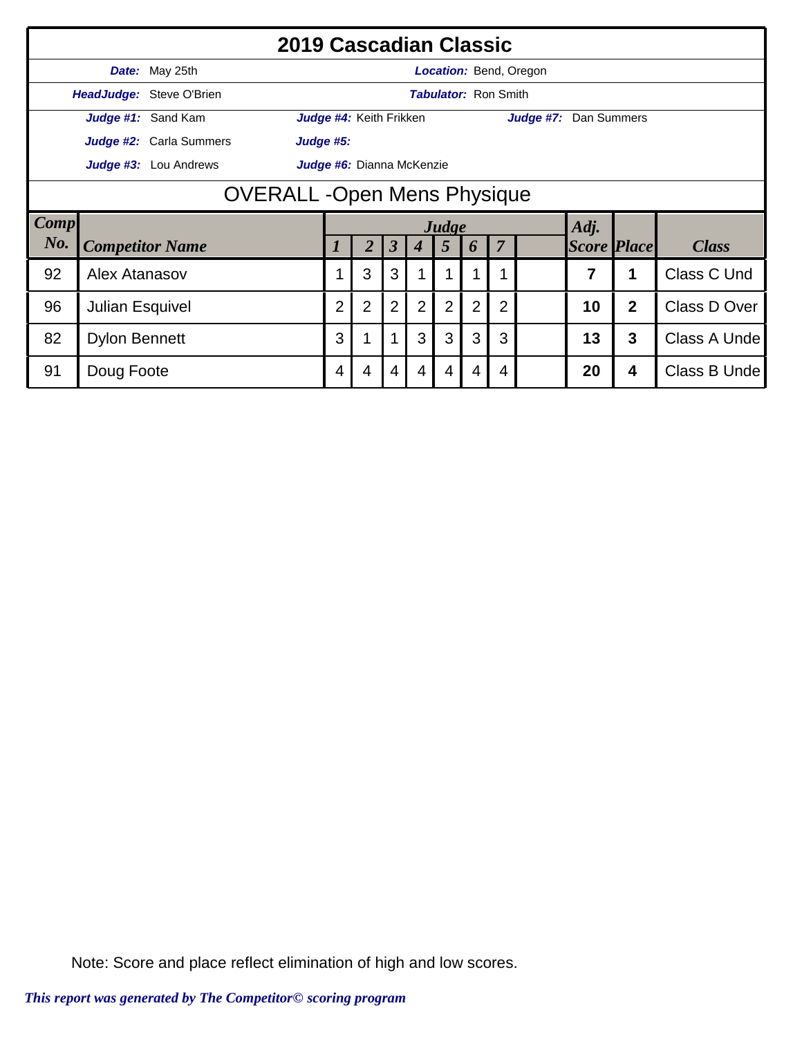# 2019 Cascadian Classic

**Date:** May 25th **Location:** Bend, Oregon

**HeadJudge:** Steve O'Brien **Tabulator:** Ron Smith

**Judge #1:** Sand Kam **Judge #4:** Keith Frikken **Judge #7:** Dan Summers

**Judge #2:** Carla Summers **Judge #5:**

**Judge #3:** Lou Andrews **Judge #6:** Dianna McKenzie

## OVERALL -Open Mens Physique

| Comp No. | Competitor Name | Judge 1 | 2 | 3 | 4 | 5 | 6 | 7 | | Adj. Score | Place | Class |
|---|---|---|---|---|---|---|---|---|---|---|---|---|
| 92 | Alex Atanasov | 1 | 3 | 3 | 1 | 1 | 1 | 1 | | 7 | 1 | Class C Und |
| 96 | Julian Esquivel | 2 | 2 | 2 | 2 | 2 | 2 | 2 | | 10 | 2 | Class D Over |
| 82 | Dylon Bennett | 3 | 1 | 1 | 3 | 3 | 3 | 3 | | 13 | 3 | Class A Unde |
| 91 | Doug Foote | 4 | 4 | 4 | 4 | 4 | 4 | 4 | | 20 | 4 | Class B Unde |

Note: Score and place reflect elimination of high and low scores.

*This report was generated by The Competitor© scoring program*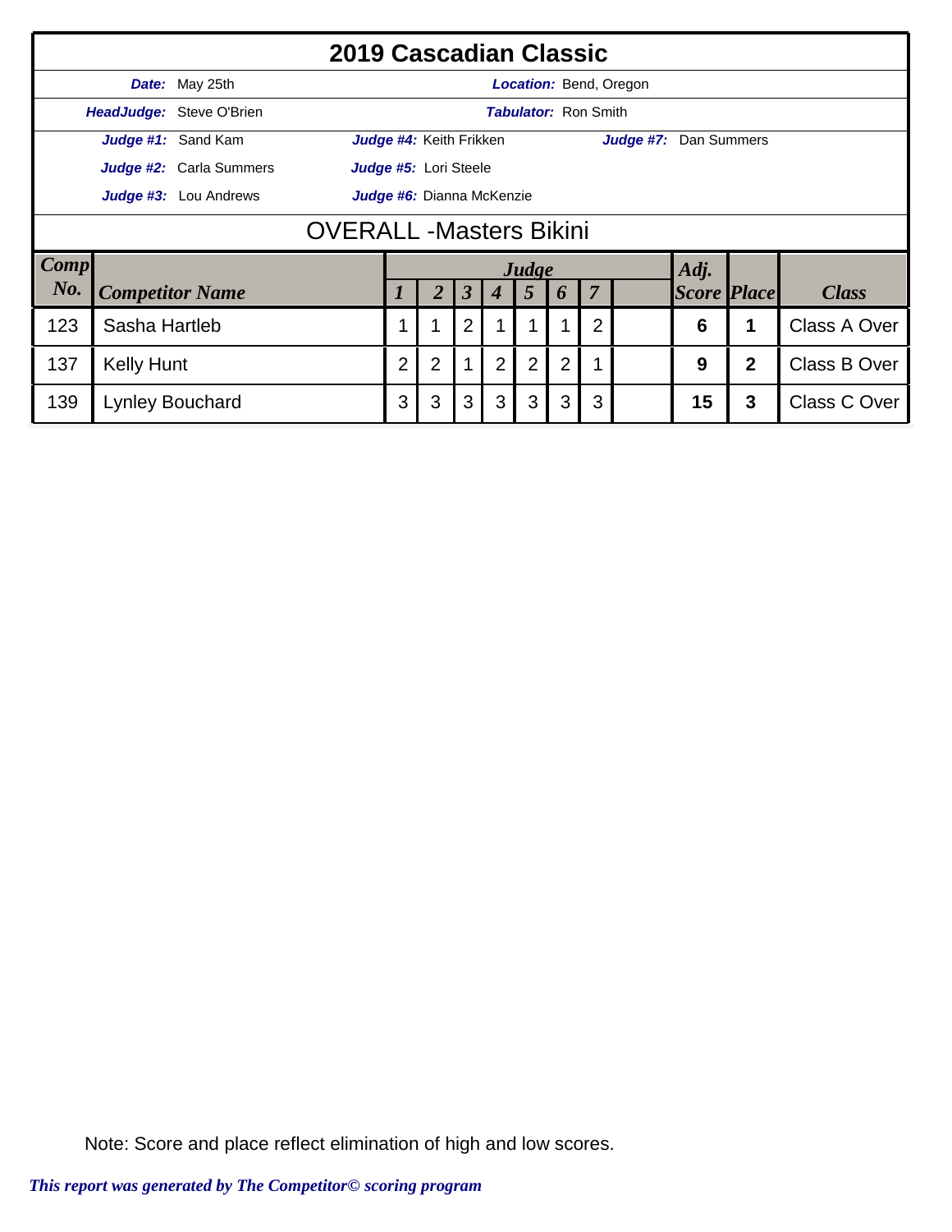# 2019 Cascadian Classic

**Date:** May 25th **Location:** Bend, Oregon

**HeadJudge:** Steve O'Brien **Tabulator:** Ron Smith

**Judge #1:** Sand Kam **Judge #4:** Keith Frikken **Judge #7:** Dan Summers

**Judge #2:** Carla Summers **Judge #5:** Lori Steele

**Judge #3:** Lou Andrews **Judge #6:** Dianna McKenzie

## OVERALL -Masters Bikini

| Comp No. | Competitor Name | Judge 1 | 2 | 3 | 4 | 5 | 6 | 7 | | Adj. Score | Place | Class |
|---|---|---|---|---|---|---|---|---|---|---|---|---|
| 123 | Sasha Hartleb | 1 | 1 | 2 | 1 | 1 | 1 | 2 | | 6 | 1 | Class A Over |
| 137 | Kelly Hunt | 2 | 2 | 1 | 2 | 2 | 2 | 1 | | 9 | 2 | Class B Over |
| 139 | Lynley Bouchard | 3 | 3 | 3 | 3 | 3 | 3 | 3 | | 15 | 3 | Class C Over |

Note: Score and place reflect elimination of high and low scores.

*This report was generated by The Competitor© scoring program*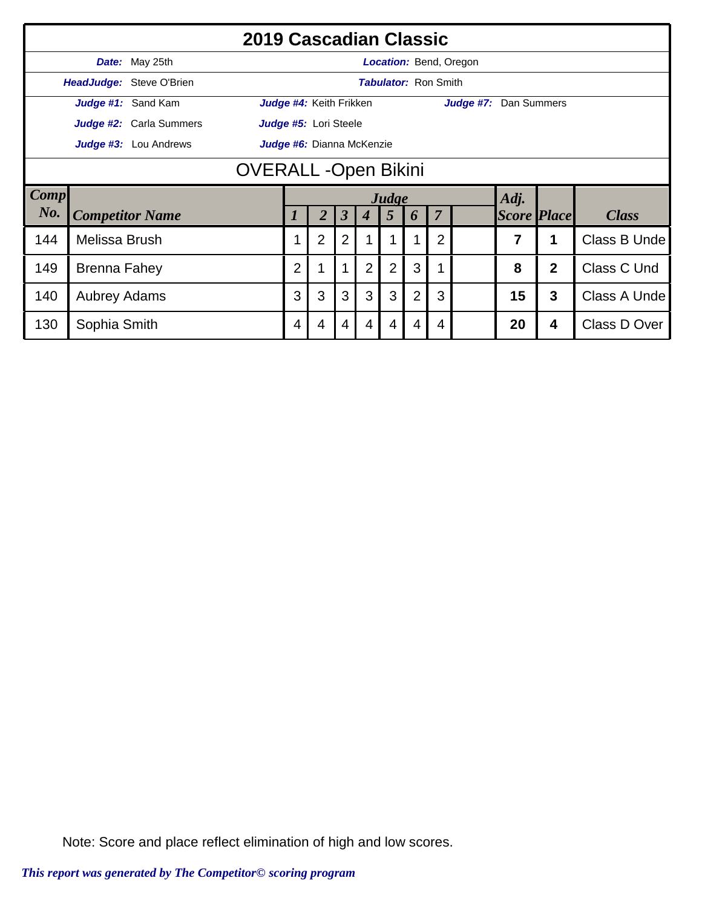# 2019 Cascadian Classic

**Date:** May 25th **Location:** Bend, Oregon

**HeadJudge:** Steve O'Brien **Tabulator:** Ron Smith

**Judge #1:** Sand Kam **Judge #4:** Keith Frikken **Judge #7:** Dan Summers

**Judge #2:** Carla Summers **Judge #5:** Lori Steele

**Judge #3:** Lou Andrews **Judge #6:** Dianna McKenzie

## OVERALL -Open Bikini

| Comp No. | Competitor Name | Judge 1 | 2 | 3 | 4 | 5 | 6 | 7 | | Adj. Score | Place | Class |
|---|---|---|---|---|---|---|---|---|---|---|---|---|
| 144 | Melissa Brush | 1 | 2 | 2 | 1 | 1 | 1 | 2 | | **7** | **1** | Class B Unde |
| 149 | Brenna Fahey | 2 | 1 | 1 | 2 | 2 | 3 | 1 | | **8** | **2** | Class C Und |
| 140 | Aubrey Adams | 3 | 3 | 3 | 3 | 3 | 2 | 3 | | **15** | **3** | Class A Unde |
| 130 | Sophia Smith | 4 | 4 | 4 | 4 | 4 | 4 | 4 | | **20** | **4** | Class D Over |

Note: Score and place reflect elimination of high and low scores.

*This report was generated by The Competitor© scoring program*